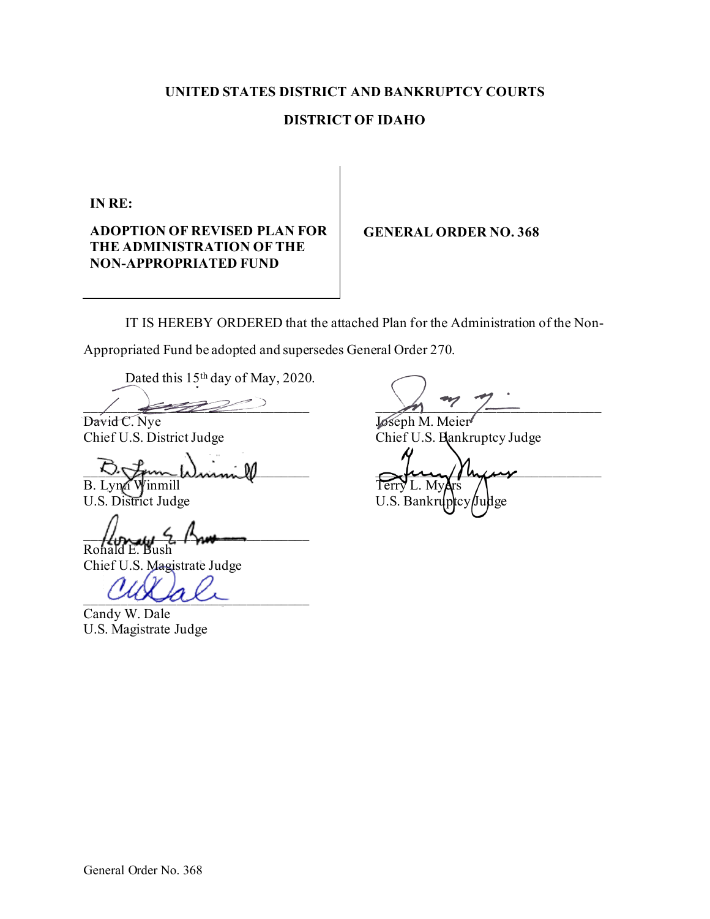**UNITED STATES DISTRICT AND BANKRUPTCY COURTS**

**DISTRICT OF IDAHO**

**IN RE:**

**ADOPTION OF REVISED PLAN FOR THE ADMINISTRATION OF THE NON-APPROPRIATED FUND**

**GENERAL ORDER NO. 368**

IT IS HEREBY ORDERED that the attached Plan for the Administration of the Non-Appropriated Fund be adopted and supersedes General Order 270.

Dated this 15th day of May, 2020.

\_\_\_\_\_\_\_\_\_\_\_\_\_\_\_\_\_\_\_\_\_\_\_\_\_\_\_\_\_\_
David C. Nye
Chief U.S. District Judge

\_\_\_\_\_\_\_\_\_\_\_\_\_\_\_\_\_\_\_\_\_\_\_\_\_\_\_\_\_\_
B. Lynn Winmill
U.S. District Judge

\_\_\_\_\_\_\_\_\_\_\_\_\_\_\_\_\_\_\_\_\_\_\_\_\_\_\_\_\_\_
Ronald E. Bush
Chief U.S. Magistrate Judge

\_\_\_\_\_\_\_\_\_\_\_\_\_\_\_\_\_\_\_\_\_\_\_\_\_\_\_\_\_\_
Candy W. Dale
U.S. Magistrate Judge

\_\_\_\_\_\_\_\_\_\_\_\_\_\_\_\_\_\_\_\_\_\_\_\_\_\_\_\_\_\_
Joseph M. Meier
Chief U.S. Bankruptcy Judge

\_\_\_\_\_\_\_\_\_\_\_\_\_\_\_\_\_\_\_\_\_\_\_\_\_\_\_\_\_\_
Terry L. Myers
U.S. Bankruptcy Judge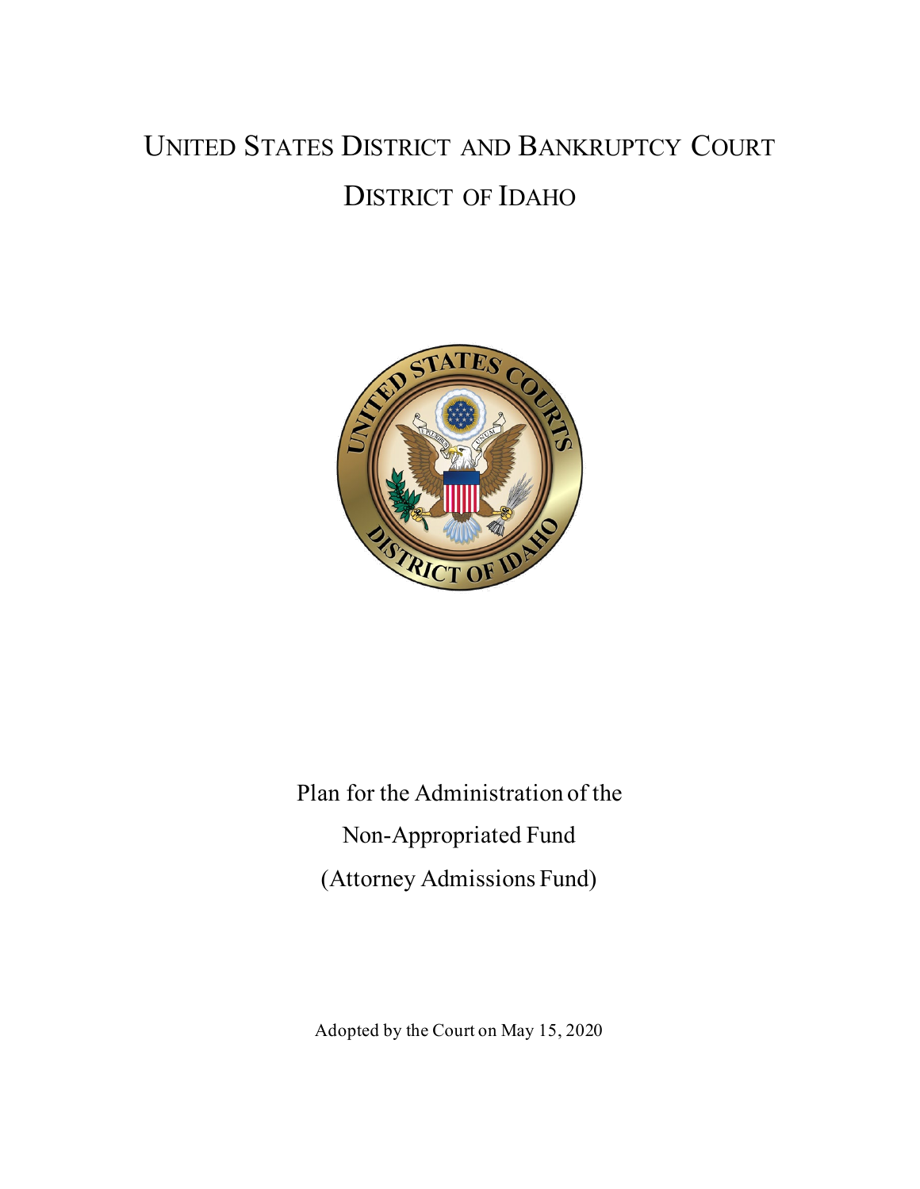# United States District and Bankruptcy Court

# District of Idaho

Plan for the Administration of the

Non-Appropriated Fund

(Attorney Admissions Fund)

Adopted by the Court on May 15, 2020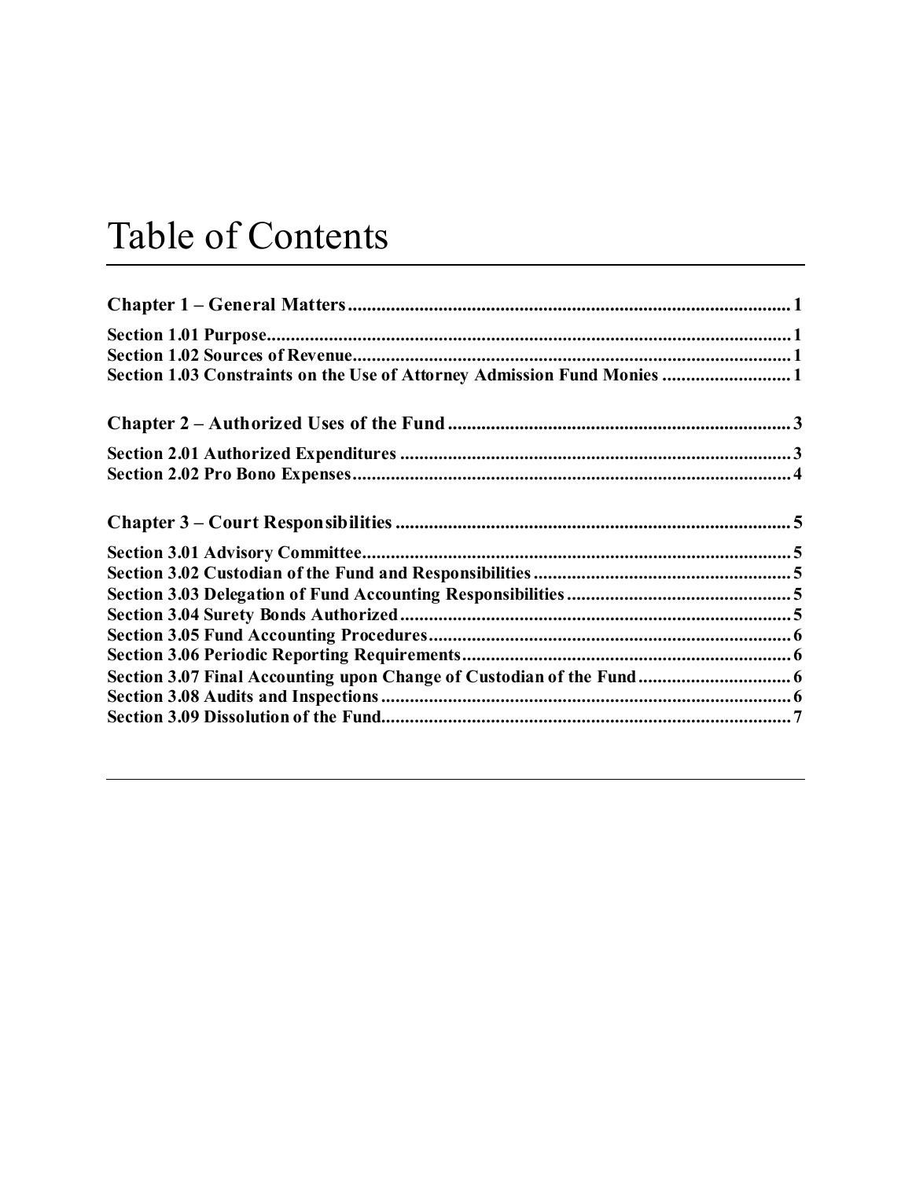# Table of Contents

**Chapter 1 – General Matters** ............................................................................................. 1

**Section 1.01 Purpose** ............................................................................................................. 1
**Section 1.02 Sources of Revenue** ........................................................................................... 1
**Section 1.03 Constraints on the Use of Attorney Admission Fund Monies** .......................... 1

**Chapter 2 – Authorized Uses of the Fund** ........................................................................ 3

**Section 2.01 Authorized Expenditures** ................................................................................. 3
**Section 2.02 Pro Bono Expenses** ........................................................................................... 4

**Chapter 3 – Court Responsibilities** ................................................................................... 5

**Section 3.01 Advisory Committee** ......................................................................................... 5
**Section 3.02 Custodian of the Fund and Responsibilities** ..................................................... 5
**Section 3.03 Delegation of Fund Accounting Responsibilities** .............................................. 5
**Section 3.04 Surety Bonds Authorized** ................................................................................. 5
**Section 3.05 Fund Accounting Procedures** ........................................................................... 6
**Section 3.06 Periodic Reporting Requirements** .................................................................... 6
**Section 3.07 Final Accounting upon Change of Custodian of the Fund** ................................ 6
**Section 3.08 Audits and Inspections** ..................................................................................... 6
**Section 3.09 Dissolution of the Fund** .................................................................................... 7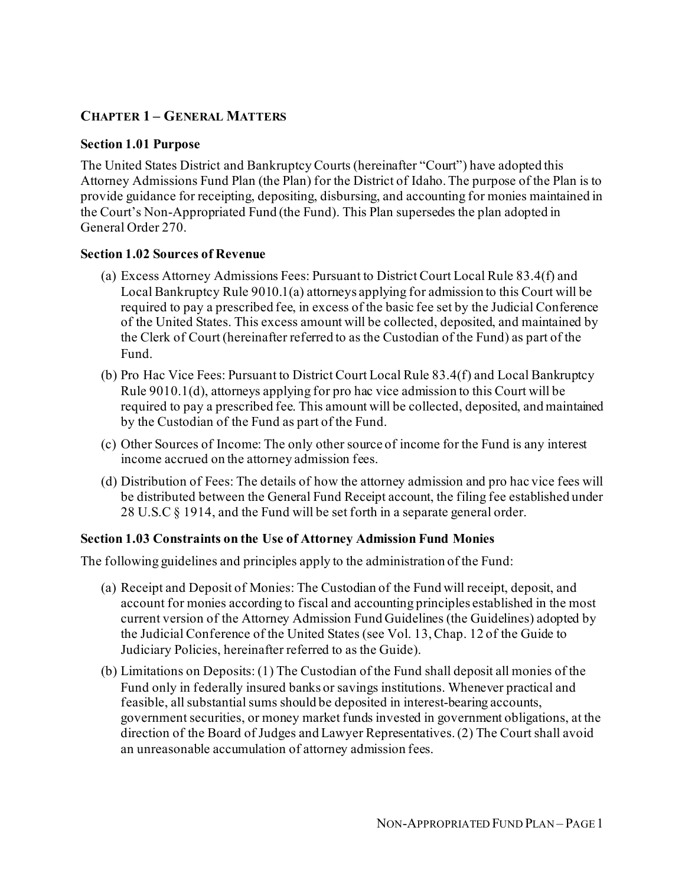## CHAPTER 1 – GENERAL MATTERS

### Section 1.01 Purpose

The United States District and Bankruptcy Courts (hereinafter "Court") have adopted this Attorney Admissions Fund Plan (the Plan) for the District of Idaho. The purpose of the Plan is to provide guidance for receipting, depositing, disbursing, and accounting for monies maintained in the Court's Non-Appropriated Fund (the Fund). This Plan supersedes the plan adopted in General Order 270.

### Section 1.02 Sources of Revenue

(a) Excess Attorney Admissions Fees: Pursuant to District Court Local Rule 83.4(f) and Local Bankruptcy Rule 9010.1(a) attorneys applying for admission to this Court will be required to pay a prescribed fee, in excess of the basic fee set by the Judicial Conference of the United States. This excess amount will be collected, deposited, and maintained by the Clerk of Court (hereinafter referred to as the Custodian of the Fund) as part of the Fund.

(b) Pro Hac Vice Fees: Pursuant to District Court Local Rule 83.4(f) and Local Bankruptcy Rule 9010.1(d), attorneys applying for pro hac vice admission to this Court will be required to pay a prescribed fee. This amount will be collected, deposited, and maintained by the Custodian of the Fund as part of the Fund.

(c) Other Sources of Income: The only other source of income for the Fund is any interest income accrued on the attorney admission fees.

(d) Distribution of Fees: The details of how the attorney admission and pro hac vice fees will be distributed between the General Fund Receipt account, the filing fee established under 28 U.S.C § 1914, and the Fund will be set forth in a separate general order.

### Section 1.03 Constraints on the Use of Attorney Admission Fund Monies

The following guidelines and principles apply to the administration of the Fund:

(a) Receipt and Deposit of Monies: The Custodian of the Fund will receipt, deposit, and account for monies according to fiscal and accounting principles established in the most current version of the Attorney Admission Fund Guidelines (the Guidelines) adopted by the Judicial Conference of the United States (see Vol. 13, Chap. 12 of the Guide to Judiciary Policies, hereinafter referred to as the Guide).

(b) Limitations on Deposits: (1) The Custodian of the Fund shall deposit all monies of the Fund only in federally insured banks or savings institutions. Whenever practical and feasible, all substantial sums should be deposited in interest-bearing accounts, government securities, or money market funds invested in government obligations, at the direction of the Board of Judges and Lawyer Representatives. (2) The Court shall avoid an unreasonable accumulation of attorney admission fees.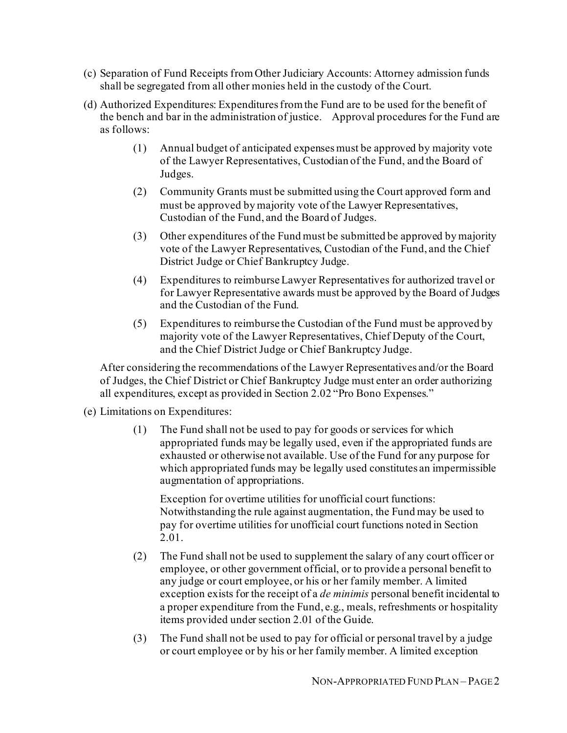(c) Separation of Fund Receipts from Other Judiciary Accounts: Attorney admission funds shall be segregated from all other monies held in the custody of the Court.

(d) Authorized Expenditures: Expenditures from the Fund are to be used for the benefit of the bench and bar in the administration of justice. Approval procedures for the Fund are as follows:

> (1) Annual budget of anticipated expenses must be approved by majority vote of the Lawyer Representatives, Custodian of the Fund, and the Board of Judges.
>
> (2) Community Grants must be submitted using the Court approved form and must be approved by majority vote of the Lawyer Representatives, Custodian of the Fund, and the Board of Judges.
>
> (3) Other expenditures of the Fund must be submitted be approved by majority vote of the Lawyer Representatives, Custodian of the Fund, and the Chief District Judge or Chief Bankruptcy Judge.
>
> (4) Expenditures to reimburse Lawyer Representatives for authorized travel or for Lawyer Representative awards must be approved by the Board of Judges and the Custodian of the Fund.
>
> (5) Expenditures to reimburse the Custodian of the Fund must be approved by majority vote of the Lawyer Representatives, Chief Deputy of the Court, and the Chief District Judge or Chief Bankruptcy Judge.

After considering the recommendations of the Lawyer Representatives and/or the Board of Judges, the Chief District or Chief Bankruptcy Judge must enter an order authorizing all expenditures, except as provided in Section 2.02 "Pro Bono Expenses."

(e) Limitations on Expenditures:

> (1) The Fund shall not be used to pay for goods or services for which appropriated funds may be legally used, even if the appropriated funds are exhausted or otherwise not available. Use of the Fund for any purpose for which appropriated funds may be legally used constitutes an impermissible augmentation of appropriations.
>
> Exception for overtime utilities for unofficial court functions: Notwithstanding the rule against augmentation, the Fund may be used to pay for overtime utilities for unofficial court functions noted in Section 2.01.
>
> (2) The Fund shall not be used to supplement the salary of any court officer or employee, or other government official, or to provide a personal benefit to any judge or court employee, or his or her family member. A limited exception exists for the receipt of a *de minimis* personal benefit incidental to a proper expenditure from the Fund, e.g., meals, refreshments or hospitality items provided under section 2.01 of the Guide.
>
> (3) The Fund shall not be used to pay for official or personal travel by a judge or court employee or by his or her family member. A limited exception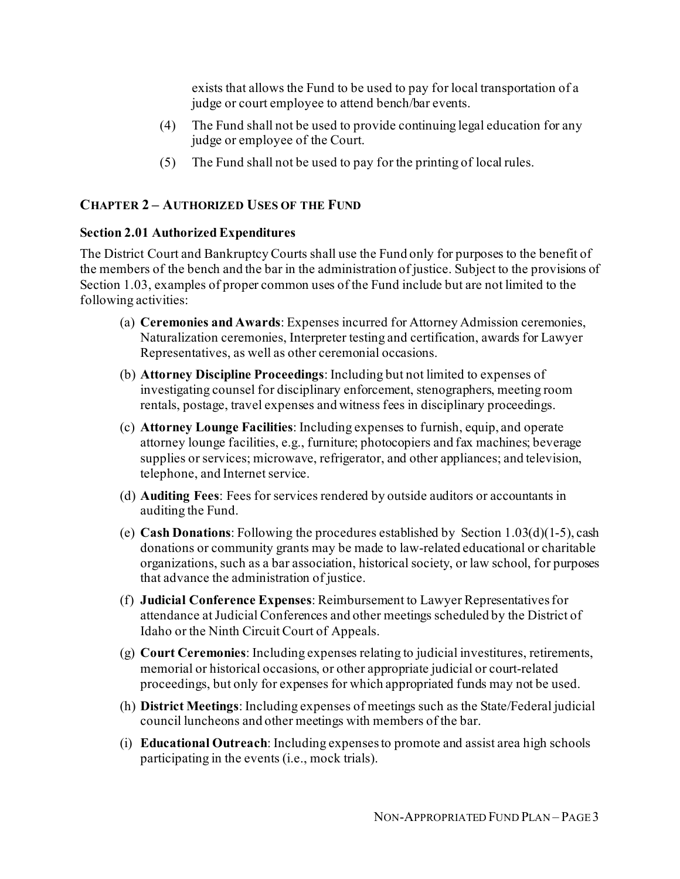exists that allows the Fund to be used to pay for local transportation of a judge or court employee to attend bench/bar events.

(4) The Fund shall not be used to provide continuing legal education for any judge or employee of the Court.

(5) The Fund shall not be used to pay for the printing of local rules.

## CHAPTER 2 – AUTHORIZED USES OF THE FUND

### Section 2.01 Authorized Expenditures

The District Court and Bankruptcy Courts shall use the Fund only for purposes to the benefit of the members of the bench and the bar in the administration of justice. Subject to the provisions of Section 1.03, examples of proper common uses of the Fund include but are not limited to the following activities:

(a) **Ceremonies and Awards**: Expenses incurred for Attorney Admission ceremonies, Naturalization ceremonies, Interpreter testing and certification, awards for Lawyer Representatives, as well as other ceremonial occasions.

(b) **Attorney Discipline Proceedings**: Including but not limited to expenses of investigating counsel for disciplinary enforcement, stenographers, meeting room rentals, postage, travel expenses and witness fees in disciplinary proceedings.

(c) **Attorney Lounge Facilities**: Including expenses to furnish, equip, and operate attorney lounge facilities, e.g., furniture; photocopiers and fax machines; beverage supplies or services; microwave, refrigerator, and other appliances; and television, telephone, and Internet service.

(d) **Auditing Fees**: Fees for services rendered by outside auditors or accountants in auditing the Fund.

(e) **Cash Donations**: Following the procedures established by Section 1.03(d)(1-5), cash donations or community grants may be made to law-related educational or charitable organizations, such as a bar association, historical society, or law school, for purposes that advance the administration of justice.

(f) **Judicial Conference Expenses**: Reimbursement to Lawyer Representatives for attendance at Judicial Conferences and other meetings scheduled by the District of Idaho or the Ninth Circuit Court of Appeals.

(g) **Court Ceremonies**: Including expenses relating to judicial investitures, retirements, memorial or historical occasions, or other appropriate judicial or court-related proceedings, but only for expenses for which appropriated funds may not be used.

(h) **District Meetings**: Including expenses of meetings such as the State/Federal judicial council luncheons and other meetings with members of the bar.

(i) **Educational Outreach**: Including expenses to promote and assist area high schools participating in the events (i.e., mock trials).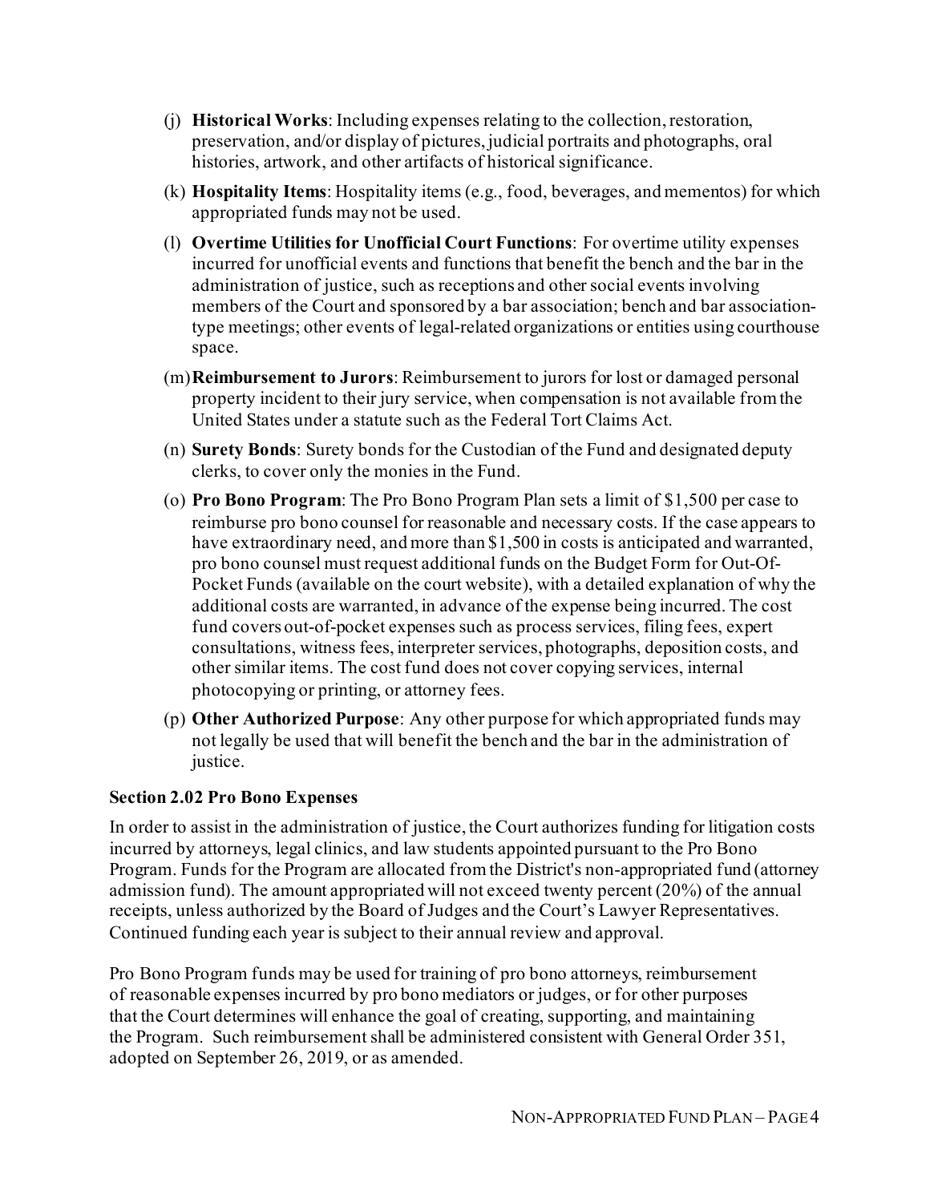(j) **Historical Works**: Including expenses relating to the collection, restoration, preservation, and/or display of pictures, judicial portraits and photographs, oral histories, artwork, and other artifacts of historical significance.

(k) **Hospitality Items**: Hospitality items (e.g., food, beverages, and mementos) for which appropriated funds may not be used.

(l) **Overtime Utilities for Unofficial Court Functions**: For overtime utility expenses incurred for unofficial events and functions that benefit the bench and the bar in the administration of justice, such as receptions and other social events involving members of the Court and sponsored by a bar association; bench and bar association-type meetings; other events of legal-related organizations or entities using courthouse space.

(m) **Reimbursement to Jurors**: Reimbursement to jurors for lost or damaged personal property incident to their jury service, when compensation is not available from the United States under a statute such as the Federal Tort Claims Act.

(n) **Surety Bonds**: Surety bonds for the Custodian of the Fund and designated deputy clerks, to cover only the monies in the Fund.

(o) **Pro Bono Program**: The Pro Bono Program Plan sets a limit of $1,500 per case to reimburse pro bono counsel for reasonable and necessary costs. If the case appears to have extraordinary need, and more than $1,500 in costs is anticipated and warranted, pro bono counsel must request additional funds on the Budget Form for Out-Of-Pocket Funds (available on the court website), with a detailed explanation of why the additional costs are warranted, in advance of the expense being incurred. The cost fund covers out-of-pocket expenses such as process services, filing fees, expert consultations, witness fees, interpreter services, photographs, deposition costs, and other similar items. The cost fund does not cover copying services, internal photocopying or printing, or attorney fees.

(p) **Other Authorized Purpose**: Any other purpose for which appropriated funds may not legally be used that will benefit the bench and the bar in the administration of justice.

**Section 2.02 Pro Bono Expenses**

In order to assist in the administration of justice, the Court authorizes funding for litigation costs incurred by attorneys, legal clinics, and law students appointed pursuant to the Pro Bono Program. Funds for the Program are allocated from the District's non-appropriated fund (attorney admission fund). The amount appropriated will not exceed twenty percent (20%) of the annual receipts, unless authorized by the Board of Judges and the Court's Lawyer Representatives. Continued funding each year is subject to their annual review and approval.

Pro Bono Program funds may be used for training of pro bono attorneys, reimbursement of reasonable expenses incurred by pro bono mediators or judges, or for other purposes that the Court determines will enhance the goal of creating, supporting, and maintaining the Program. Such reimbursement shall be administered consistent with General Order 351, adopted on September 26, 2019, or as amended.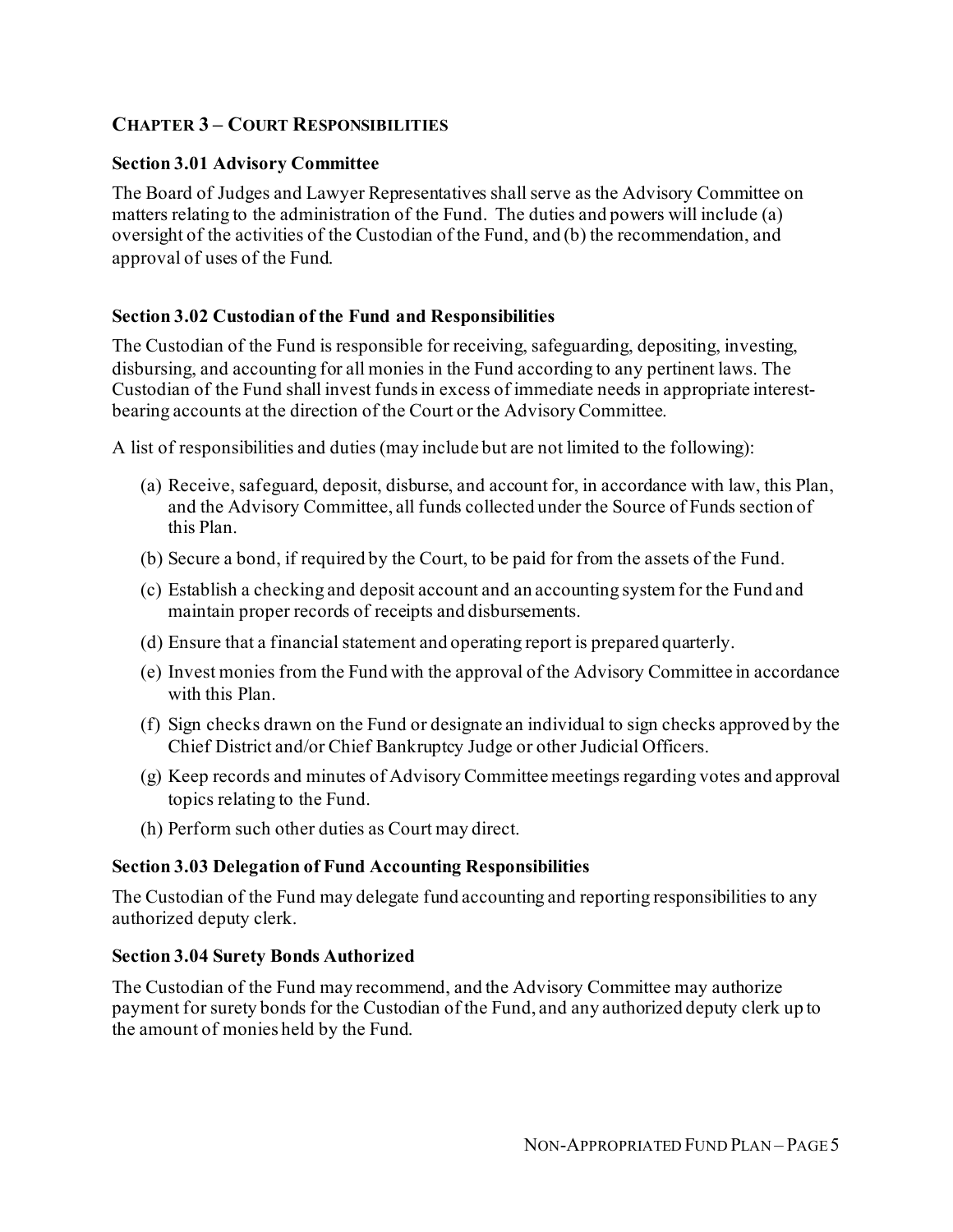## CHAPTER 3 – COURT RESPONSIBILITIES

### Section 3.01 Advisory Committee

The Board of Judges and Lawyer Representatives shall serve as the Advisory Committee on matters relating to the administration of the Fund. The duties and powers will include (a) oversight of the activities of the Custodian of the Fund, and (b) the recommendation, and approval of uses of the Fund.

### Section 3.02 Custodian of the Fund and Responsibilities

The Custodian of the Fund is responsible for receiving, safeguarding, depositing, investing, disbursing, and accounting for all monies in the Fund according to any pertinent laws. The Custodian of the Fund shall invest funds in excess of immediate needs in appropriate interest-bearing accounts at the direction of the Court or the Advisory Committee.

A list of responsibilities and duties (may include but are not limited to the following):

(a) Receive, safeguard, deposit, disburse, and account for, in accordance with law, this Plan, and the Advisory Committee, all funds collected under the Source of Funds section of this Plan.

(b) Secure a bond, if required by the Court, to be paid for from the assets of the Fund.

(c) Establish a checking and deposit account and an accounting system for the Fund and maintain proper records of receipts and disbursements.

(d) Ensure that a financial statement and operating report is prepared quarterly.

(e) Invest monies from the Fund with the approval of the Advisory Committee in accordance with this Plan.

(f) Sign checks drawn on the Fund or designate an individual to sign checks approved by the Chief District and/or Chief Bankruptcy Judge or other Judicial Officers.

(g) Keep records and minutes of Advisory Committee meetings regarding votes and approval topics relating to the Fund.

(h) Perform such other duties as Court may direct.

### Section 3.03 Delegation of Fund Accounting Responsibilities

The Custodian of the Fund may delegate fund accounting and reporting responsibilities to any authorized deputy clerk.

### Section 3.04 Surety Bonds Authorized

The Custodian of the Fund may recommend, and the Advisory Committee may authorize payment for surety bonds for the Custodian of the Fund, and any authorized deputy clerk up to the amount of monies held by the Fund.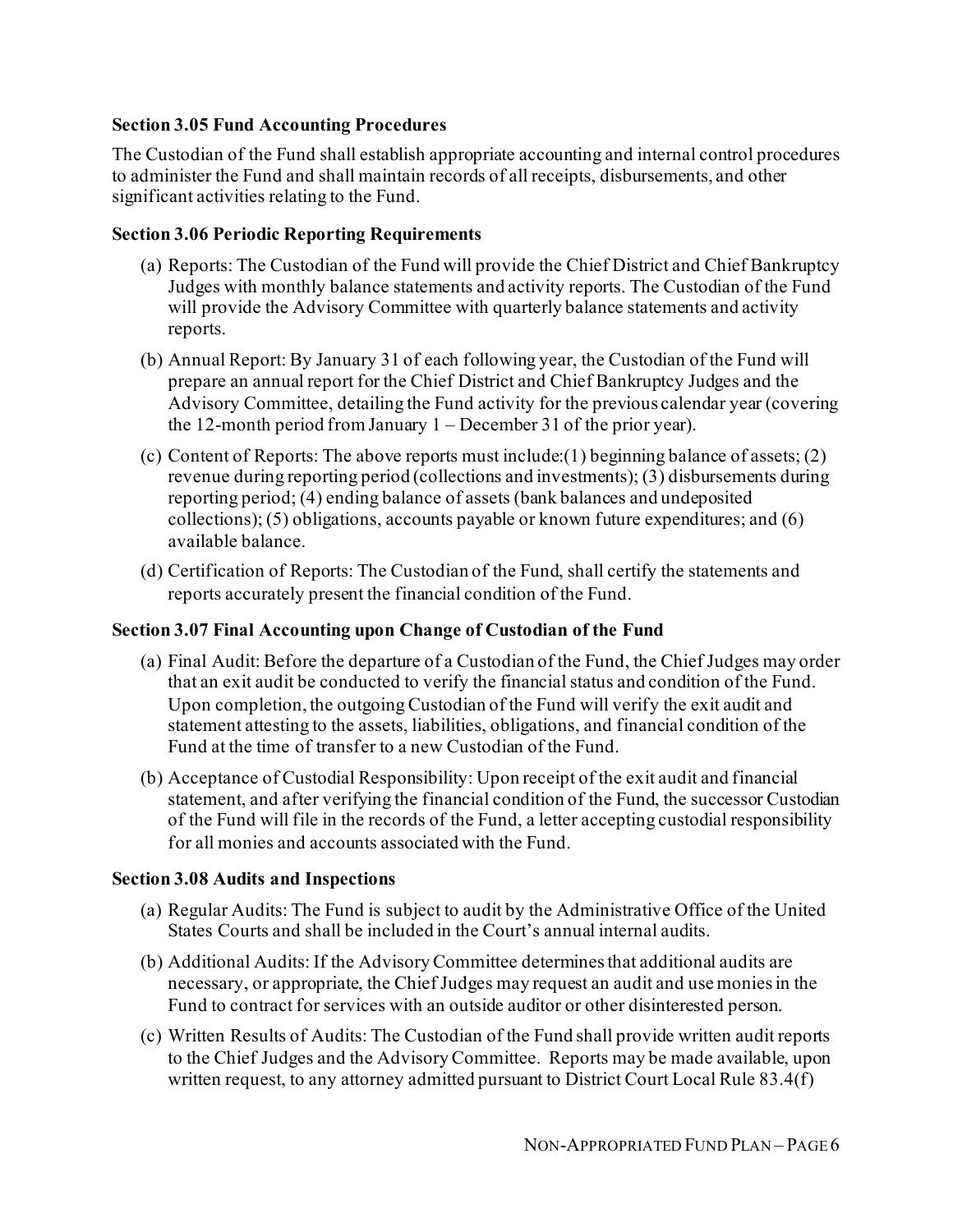### Section 3.05 Fund Accounting Procedures

The Custodian of the Fund shall establish appropriate accounting and internal control procedures to administer the Fund and shall maintain records of all receipts, disbursements, and other significant activities relating to the Fund.

### Section 3.06 Periodic Reporting Requirements

(a) Reports: The Custodian of the Fund will provide the Chief District and Chief Bankruptcy Judges with monthly balance statements and activity reports. The Custodian of the Fund will provide the Advisory Committee with quarterly balance statements and activity reports.

(b) Annual Report: By January 31 of each following year, the Custodian of the Fund will prepare an annual report for the Chief District and Chief Bankruptcy Judges and the Advisory Committee, detailing the Fund activity for the previous calendar year (covering the 12-month period from January 1 – December 31 of the prior year).

(c) Content of Reports: The above reports must include:(1) beginning balance of assets; (2) revenue during reporting period (collections and investments); (3) disbursements during reporting period; (4) ending balance of assets (bank balances and undeposited collections); (5) obligations, accounts payable or known future expenditures; and (6) available balance.

(d) Certification of Reports: The Custodian of the Fund, shall certify the statements and reports accurately present the financial condition of the Fund.

### Section 3.07 Final Accounting upon Change of Custodian of the Fund

(a) Final Audit: Before the departure of a Custodian of the Fund, the Chief Judges may order that an exit audit be conducted to verify the financial status and condition of the Fund. Upon completion, the outgoing Custodian of the Fund will verify the exit audit and statement attesting to the assets, liabilities, obligations, and financial condition of the Fund at the time of transfer to a new Custodian of the Fund.

(b) Acceptance of Custodial Responsibility: Upon receipt of the exit audit and financial statement, and after verifying the financial condition of the Fund, the successor Custodian of the Fund will file in the records of the Fund, a letter accepting custodial responsibility for all monies and accounts associated with the Fund.

### Section 3.08 Audits and Inspections

(a) Regular Audits: The Fund is subject to audit by the Administrative Office of the United States Courts and shall be included in the Court's annual internal audits.

(b) Additional Audits: If the Advisory Committee determines that additional audits are necessary, or appropriate, the Chief Judges may request an audit and use monies in the Fund to contract for services with an outside auditor or other disinterested person.

(c) Written Results of Audits: The Custodian of the Fund shall provide written audit reports to the Chief Judges and the Advisory Committee. Reports may be made available, upon written request, to any attorney admitted pursuant to District Court Local Rule 83.4(f)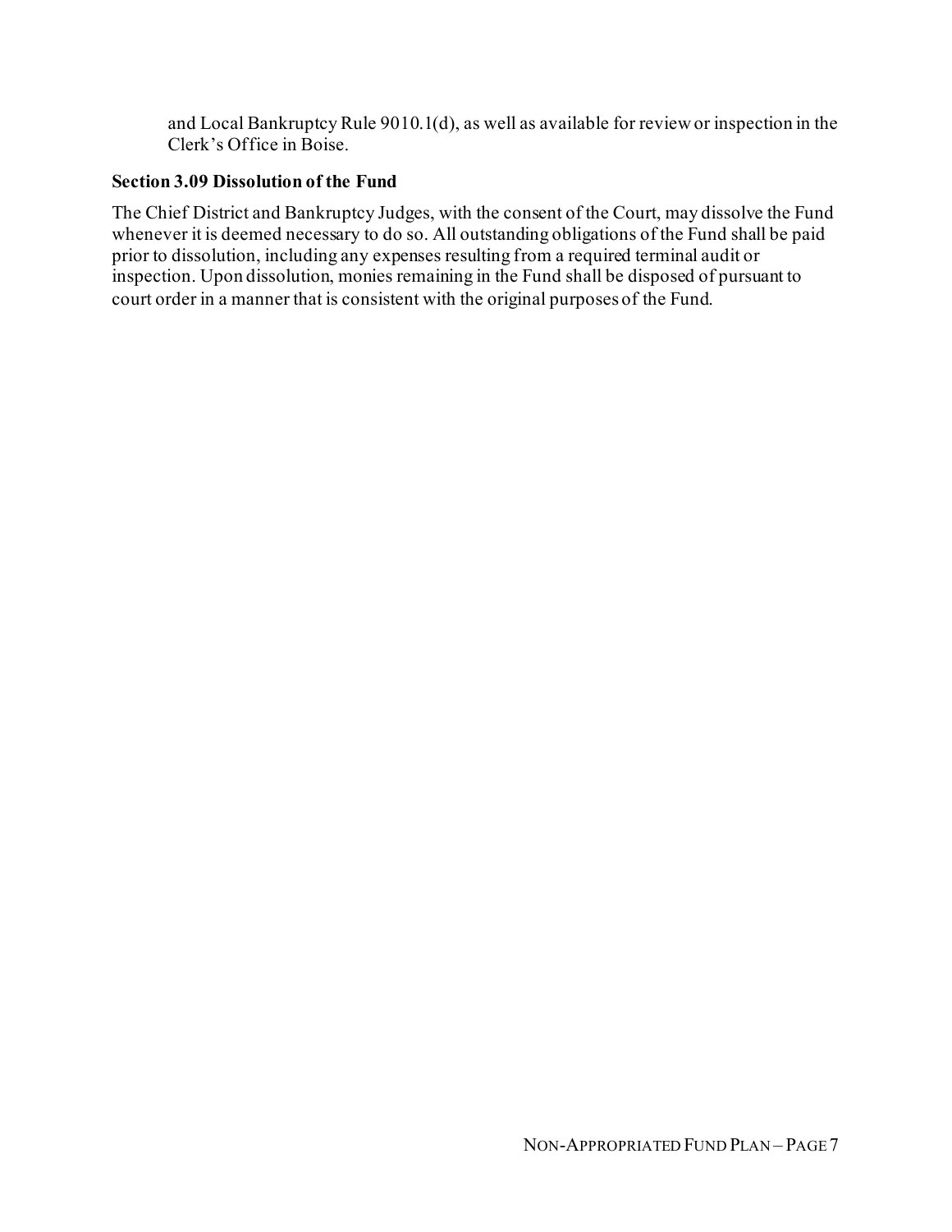and Local Bankruptcy Rule 9010.1(d), as well as available for review or inspection in the Clerk's Office in Boise.

**Section 3.09 Dissolution of the Fund**

The Chief District and Bankruptcy Judges, with the consent of the Court, may dissolve the Fund whenever it is deemed necessary to do so. All outstanding obligations of the Fund shall be paid prior to dissolution, including any expenses resulting from a required terminal audit or inspection. Upon dissolution, monies remaining in the Fund shall be disposed of pursuant to court order in a manner that is consistent with the original purposes of the Fund.